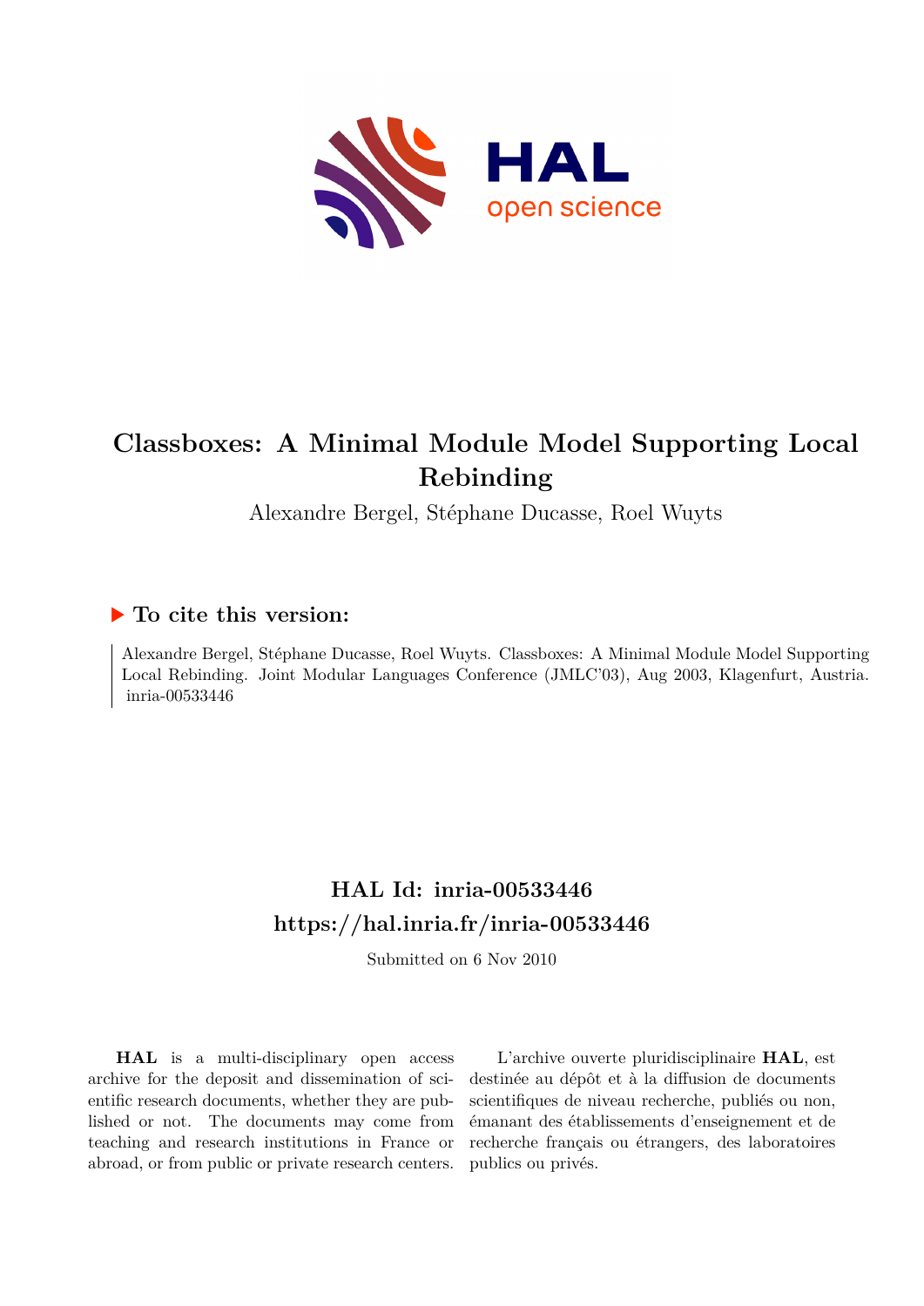# Classboxes: A Minimal Module Model Supporting Local Rebinding

Alexandre Bergel, Stéphane Ducasse, Roel Wuyts

## ▶ To cite this version:

Alexandre Bergel, Stéphane Ducasse, Roel Wuyts. Classboxes: A Minimal Module Model Supporting Local Rebinding. Joint Modular Languages Conference (JMLC'03), Aug 2003, Klagenfurt, Austria. inria-00533446

## HAL Id: inria-00533446
## https://hal.inria.fr/inria-00533446

Submitted on 6 Nov 2010

**HAL** is a multi-disciplinary open access archive for the deposit and dissemination of scientific research documents, whether they are published or not. The documents may come from teaching and research institutions in France or abroad, or from public or private research centers.

L'archive ouverte pluridisciplinaire **HAL**, est destinée au dépôt et à la diffusion de documents scientifiques de niveau recherche, publiés ou non, émanant des établissements d'enseignement et de recherche français ou étrangers, des laboratoires publics ou privés.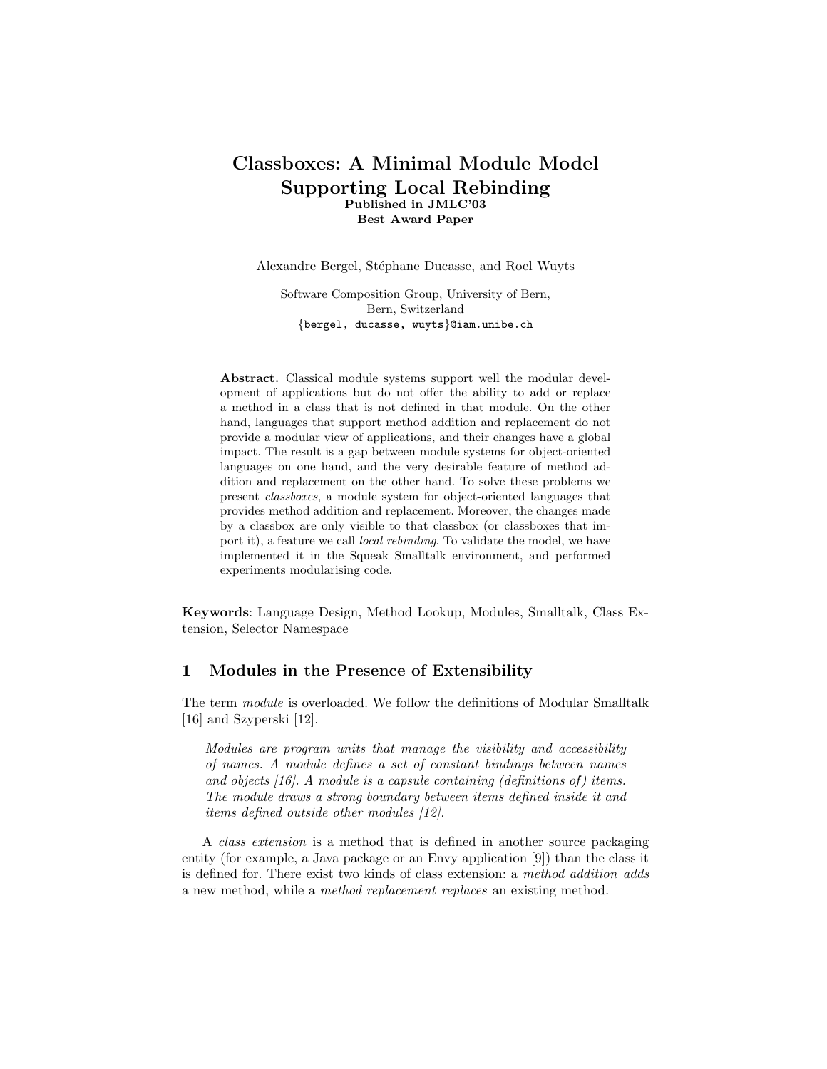# Classboxes: A Minimal Module Model Supporting Local Rebinding

**Published in JMLC'03**
**Best Award Paper**

Alexandre Bergel, Stéphane Ducasse, and Roel Wuyts

Software Composition Group, University of Bern,
Bern, Switzerland
`{bergel, ducasse, wuyts}@iam.unibe.ch`

**Abstract.** Classical module systems support well the modular development of applications but do not offer the ability to add or replace a method in a class that is not defined in that module. On the other hand, languages that support method addition and replacement do not provide a modular view of applications, and their changes have a global impact. The result is a gap between module systems for object-oriented languages on one hand, and the very desirable feature of method addition and replacement on the other hand. To solve these problems we present *classboxes*, a module system for object-oriented languages that provides method addition and replacement. Moreover, the changes made by a classbox are only visible to that classbox (or classboxes that import it), a feature we call *local rebinding*. To validate the model, we have implemented it in the Squeak Smalltalk environment, and performed experiments modularising code.

**Keywords**: Language Design, Method Lookup, Modules, Smalltalk, Class Extension, Selector Namespace

## 1 Modules in the Presence of Extensibility

The term *module* is overloaded. We follow the definitions of Modular Smalltalk [16] and Szyperski [12].

> *Modules are program units that manage the visibility and accessibility of names. A module defines a set of constant bindings between names and objects [16]. A module is a capsule containing (definitions of) items. The module draws a strong boundary between items defined inside it and items defined outside other modules [12].*

A *class extension* is a method that is defined in another source packaging entity (for example, a Java package or an Envy application [9]) than the class it is defined for. There exist two kinds of class extension: a *method addition adds* a new method, while a *method replacement replaces* an existing method.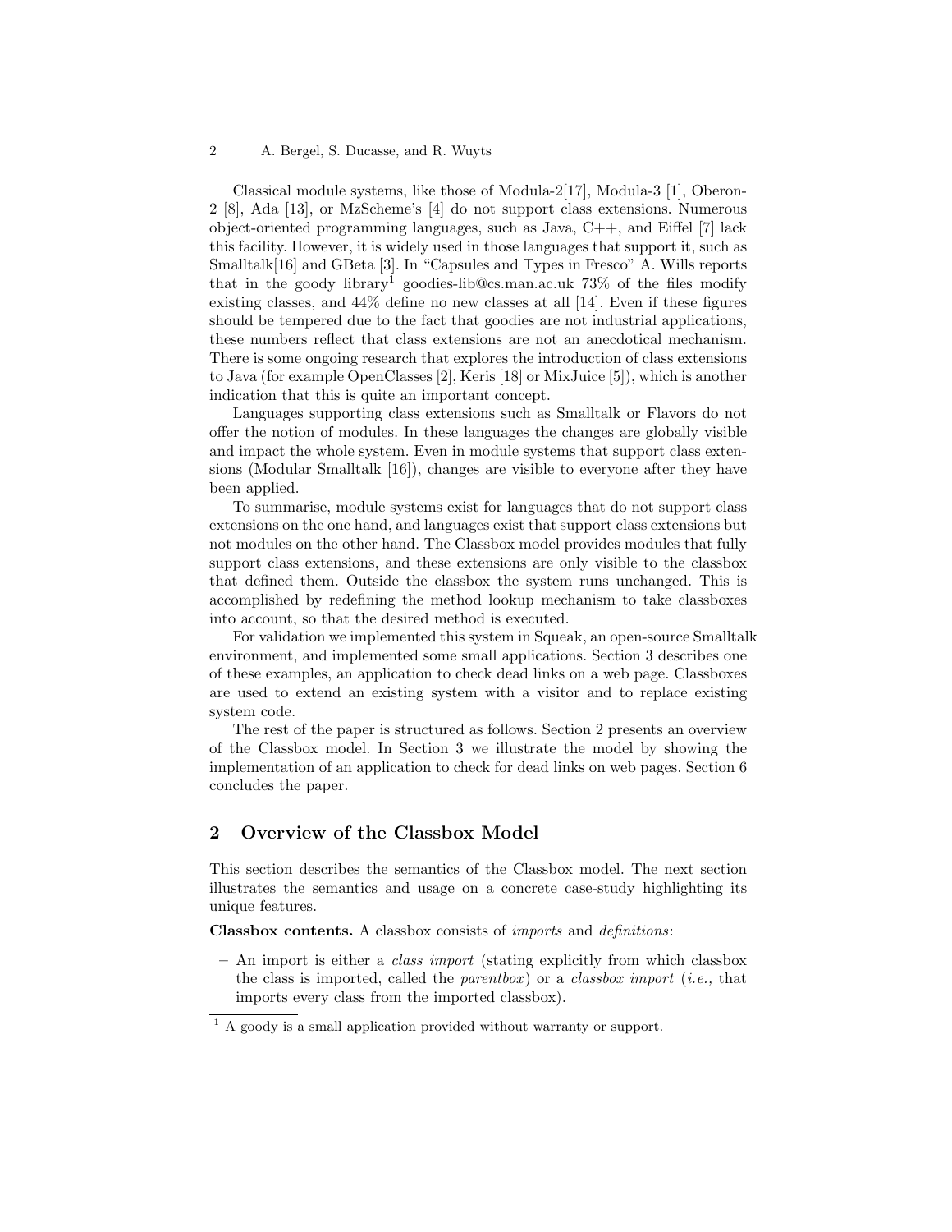Classical module systems, like those of Modula-2[17], Modula-3 [1], Oberon-2 [8], Ada [13], or MzScheme's [4] do not support class extensions. Numerous object-oriented programming languages, such as Java, C++, and Eiffel [7] lack this facility. However, it is widely used in those languages that support it, such as Smalltalk[16] and GBeta [3]. In "Capsules and Types in Fresco" A. Wills reports that in the goody library[1] goodies-lib@cs.man.ac.uk 73% of the files modify existing classes, and 44% define no new classes at all [14]. Even if these figures should be tempered due to the fact that goodies are not industrial applications, these numbers reflect that class extensions are not an anecdotical mechanism. There is some ongoing research that explores the introduction of class extensions to Java (for example OpenClasses [2], Keris [18] or MixJuice [5]), which is another indication that this is quite an important concept.

Languages supporting class extensions such as Smalltalk or Flavors do not offer the notion of modules. In these languages the changes are globally visible and impact the whole system. Even in module systems that support class extensions (Modular Smalltalk [16]), changes are visible to everyone after they have been applied.

To summarise, module systems exist for languages that do not support class extensions on the one hand, and languages exist that support class extensions but not modules on the other hand. The Classbox model provides modules that fully support class extensions, and these extensions are only visible to the classbox that defined them. Outside the classbox the system runs unchanged. This is accomplished by redefining the method lookup mechanism to take classboxes into account, so that the desired method is executed.

For validation we implemented this system in Squeak, an open-source Smalltalk environment, and implemented some small applications. Section 3 describes one of these examples, an application to check dead links on a web page. Classboxes are used to extend an existing system with a visitor and to replace existing system code.

The rest of the paper is structured as follows. Section 2 presents an overview of the Classbox model. In Section 3 we illustrate the model by showing the implementation of an application to check for dead links on web pages. Section 6 concludes the paper.

## 2 Overview of the Classbox Model

This section describes the semantics of the Classbox model. The next section illustrates the semantics and usage on a concrete case-study highlighting its unique features.

**Classbox contents.** A classbox consists of *imports* and *definitions*:

- An import is either a *class import* (stating explicitly from which classbox the class is imported, called the *parentbox*) or a *classbox import* (*i.e.,* that imports every class from the imported classbox).

[1] A goody is a small application provided without warranty or support.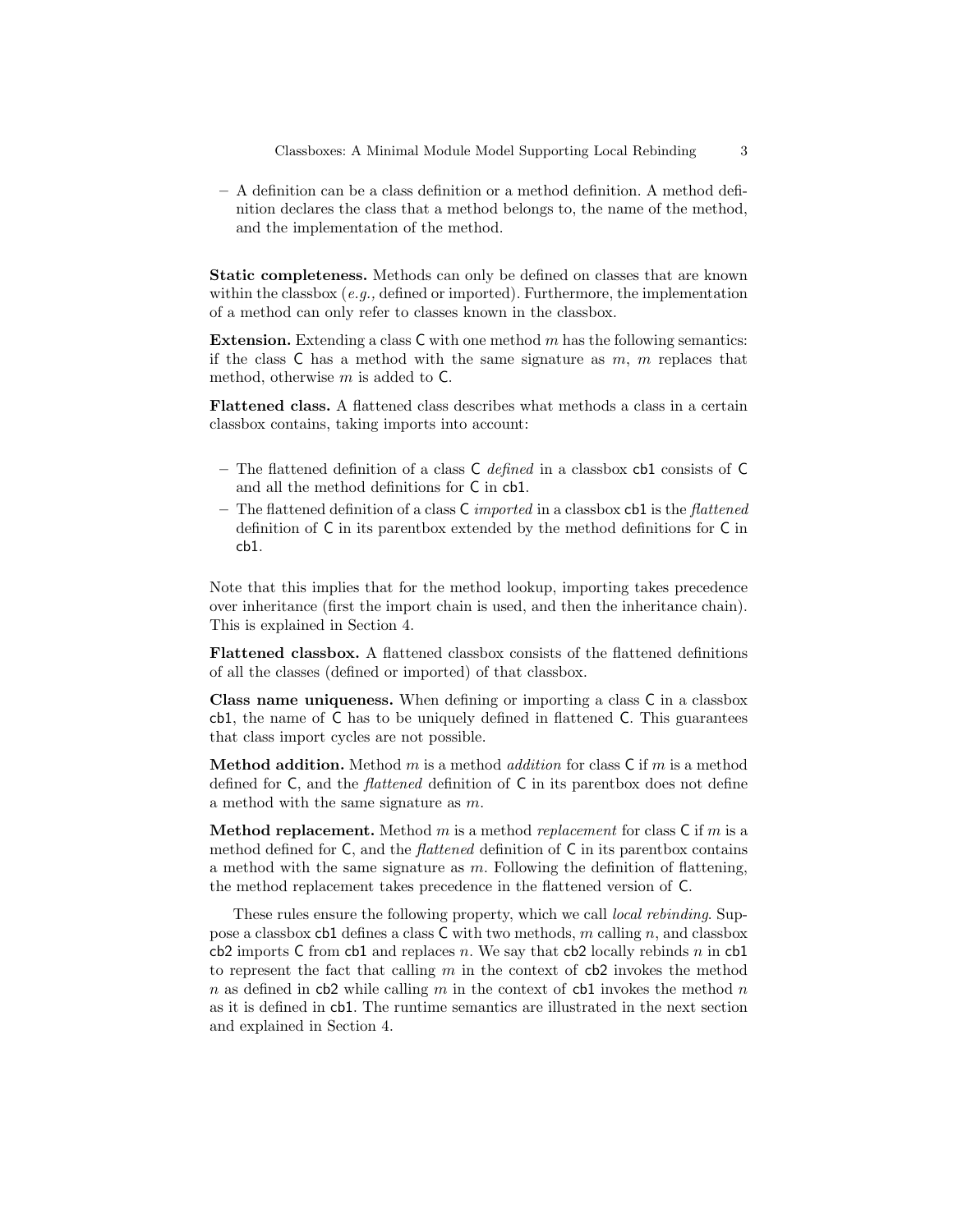- A definition can be a class definition or a method definition. A method definition declares the class that a method belongs to, the name of the method, and the implementation of the method.

**Static completeness.** Methods can only be defined on classes that are known within the classbox (*e.g.,* defined or imported). Furthermore, the implementation of a method can only refer to classes known in the classbox.

**Extension.** Extending a class C with one method $m$ has the following semantics: if the class C has a method with the same signature as $m$, $m$ replaces that method, otherwise $m$ is added to C.

**Flattened class.** A flattened class describes what methods a class in a certain classbox contains, taking imports into account:

- The flattened definition of a class C *defined* in a classbox cb1 consists of C and all the method definitions for C in cb1.
- The flattened definition of a class C *imported* in a classbox cb1 is the *flattened* definition of C in its parentbox extended by the method definitions for C in cb1.

Note that this implies that for the method lookup, importing takes precedence over inheritance (first the import chain is used, and then the inheritance chain). This is explained in Section 4.

**Flattened classbox.** A flattened classbox consists of the flattened definitions of all the classes (defined or imported) of that classbox.

**Class name uniqueness.** When defining or importing a class C in a classbox cb1, the name of C has to be uniquely defined in flattened C. This guarantees that class import cycles are not possible.

**Method addition.** Method $m$ is a method *addition* for class C if $m$ is a method defined for C, and the *flattened* definition of C in its parentbox does not define a method with the same signature as $m$.

**Method replacement.** Method $m$ is a method *replacement* for class C if $m$ is a method defined for C, and the *flattened* definition of C in its parentbox contains a method with the same signature as $m$. Following the definition of flattening, the method replacement takes precedence in the flattened version of C.

These rules ensure the following property, which we call *local rebinding*. Suppose a classbox cb1 defines a class C with two methods, $m$ calling $n$, and classbox cb2 imports C from cb1 and replaces $n$. We say that cb2 locally rebinds $n$ in cb1 to represent the fact that calling $m$ in the context of cb2 invokes the method $n$ as defined in cb2 while calling $m$ in the context of cb1 invokes the method $n$ as it is defined in cb1. The runtime semantics are illustrated in the next section and explained in Section 4.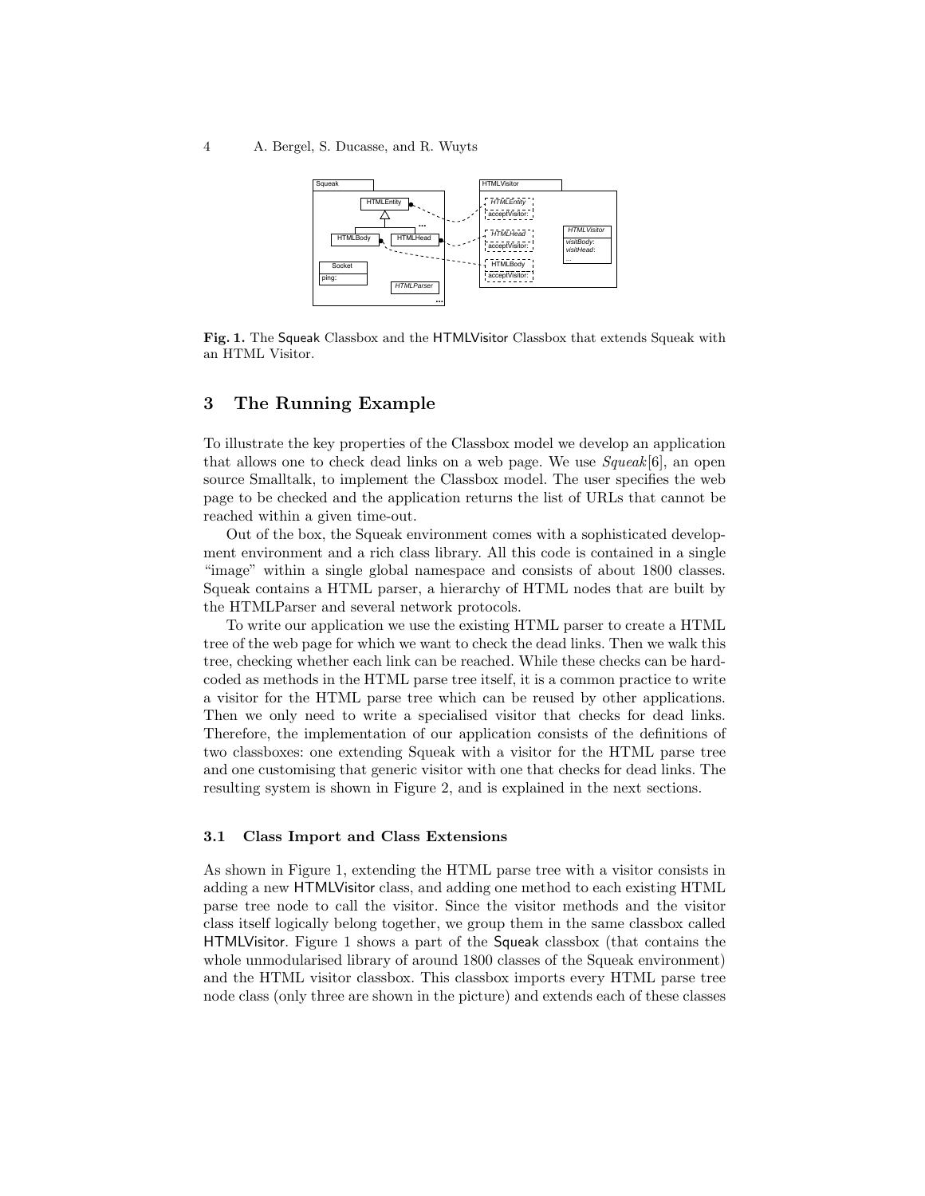**Fig. 1.** The Squeak Classbox and the HTMLVisitor Classbox that extends Squeak with an HTML Visitor.

## 3 The Running Example

To illustrate the key properties of the Classbox model we develop an application that allows one to check dead links on a web page. We use *Squeak*[6], an open source Smalltalk, to implement the Classbox model. The user specifies the web page to be checked and the application returns the list of URLs that cannot be reached within a given time-out.

Out of the box, the Squeak environment comes with a sophisticated development environment and a rich class library. All this code is contained in a single "image" within a single global namespace and consists of about 1800 classes. Squeak contains a HTML parser, a hierarchy of HTML nodes that are built by the HTMLParser and several network protocols.

To write our application we use the existing HTML parser to create a HTML tree of the web page for which we want to check the dead links. Then we walk this tree, checking whether each link can be reached. While these checks can be hard-coded as methods in the HTML parse tree itself, it is a common practice to write a visitor for the HTML parse tree which can be reused by other applications. Then we only need to write a specialised visitor that checks for dead links. Therefore, the implementation of our application consists of the definitions of two classboxes: one extending Squeak with a visitor for the HTML parse tree and one customising that generic visitor with one that checks for dead links. The resulting system is shown in Figure 2, and is explained in the next sections.

### 3.1 Class Import and Class Extensions

As shown in Figure 1, extending the HTML parse tree with a visitor consists in adding a new HTMLVisitor class, and adding one method to each existing HTML parse tree node to call the visitor. Since the visitor methods and the visitor class itself logically belong together, we group them in the same classbox called HTMLVisitor. Figure 1 shows a part of the Squeak classbox (that contains the whole unmodularised library of around 1800 classes of the Squeak environment) and the HTML visitor classbox. This classbox imports every HTML parse tree node class (only three are shown in the picture) and extends each of these classes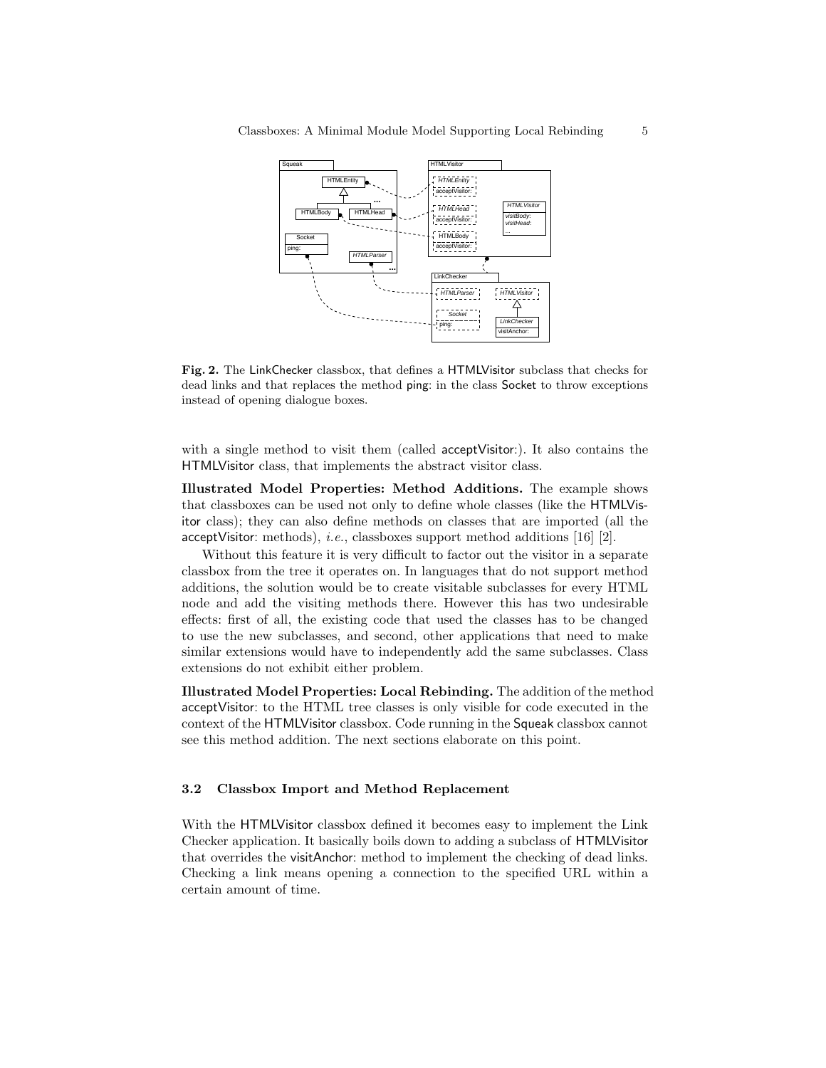**Fig. 2.** The LinkChecker classbox, that defines a HTMLVisitor subclass that checks for dead links and that replaces the method ping: in the class Socket to throw exceptions instead of opening dialogue boxes.

with a single method to visit them (called acceptVisitor:). It also contains the HTMLVisitor class, that implements the abstract visitor class.

**Illustrated Model Properties: Method Additions.** The example shows that classboxes can be used not only to define whole classes (like the HTMLVisitor class); they can also define methods on classes that are imported (all the acceptVisitor: methods), *i.e.*, classboxes support method additions [16] [2].

Without this feature it is very difficult to factor out the visitor in a separate classbox from the tree it operates on. In languages that do not support method additions, the solution would be to create visitable subclasses for every HTML node and add the visiting methods there. However this has two undesirable effects: first of all, the existing code that used the classes has to be changed to use the new subclasses, and second, other applications that need to make similar extensions would have to independently add the same subclasses. Class extensions do not exhibit either problem.

**Illustrated Model Properties: Local Rebinding.** The addition of the method acceptVisitor: to the HTML tree classes is only visible for code executed in the context of the HTMLVisitor classbox. Code running in the Squeak classbox cannot see this method addition. The next sections elaborate on this point.

### 3.2 Classbox Import and Method Replacement

With the HTMLVisitor classbox defined it becomes easy to implement the Link Checker application. It basically boils down to adding a subclass of HTMLVisitor that overrides the visitAnchor: method to implement the checking of dead links. Checking a link means opening a connection to the specified URL within a certain amount of time.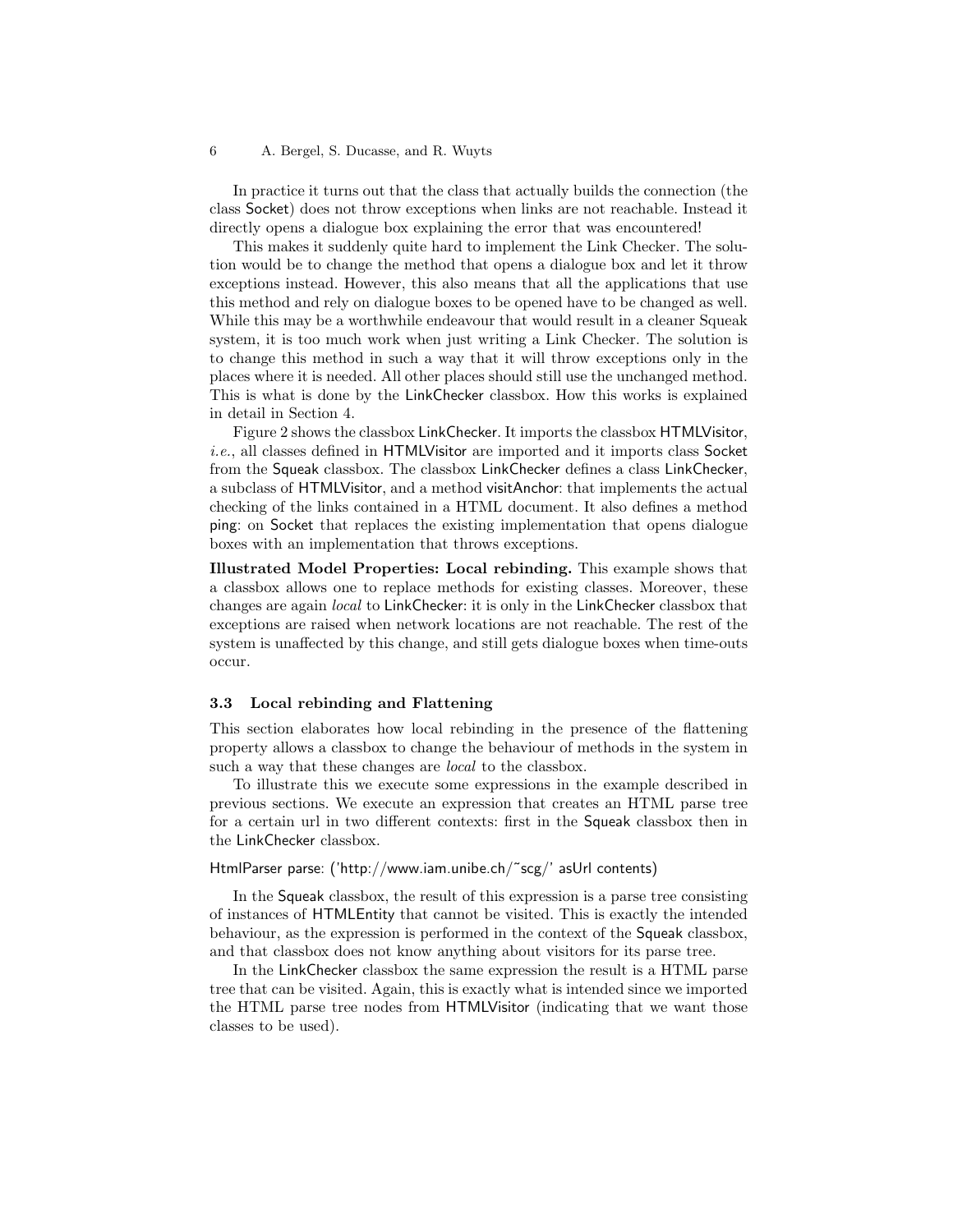In practice it turns out that the class that actually builds the connection (the class Socket) does not throw exceptions when links are not reachable. Instead it directly opens a dialogue box explaining the error that was encountered!

This makes it suddenly quite hard to implement the Link Checker. The solution would be to change the method that opens a dialogue box and let it throw exceptions instead. However, this also means that all the applications that use this method and rely on dialogue boxes to be opened have to be changed as well. While this may be a worthwhile endeavour that would result in a cleaner Squeak system, it is too much work when just writing a Link Checker. The solution is to change this method in such a way that it will throw exceptions only in the places where it is needed. All other places should still use the unchanged method. This is what is done by the LinkChecker classbox. How this works is explained in detail in Section 4.

Figure 2 shows the classbox LinkChecker. It imports the classbox HTMLVisitor, *i.e.*, all classes defined in HTMLVisitor are imported and it imports class Socket from the Squeak classbox. The classbox LinkChecker defines a class LinkChecker, a subclass of HTMLVisitor, and a method visitAnchor: that implements the actual checking of the links contained in a HTML document. It also defines a method ping: on Socket that replaces the existing implementation that opens dialogue boxes with an implementation that throws exceptions.

**Illustrated Model Properties: Local rebinding.** This example shows that a classbox allows one to replace methods for existing classes. Moreover, these changes are again *local* to LinkChecker: it is only in the LinkChecker classbox that exceptions are raised when network locations are not reachable. The rest of the system is unaffected by this change, and still gets dialogue boxes when time-outs occur.

### 3.3 Local rebinding and Flattening

This section elaborates how local rebinding in the presence of the flattening property allows a classbox to change the behaviour of methods in the system in such a way that these changes are *local* to the classbox.

To illustrate this we execute some expressions in the example described in previous sections. We execute an expression that creates an HTML parse tree for a certain url in two different contexts: first in the Squeak classbox then in the LinkChecker classbox.

```
HtmlParser parse: ('http://www.iam.unibe.ch/~scg/' asUrl contents)
```

In the Squeak classbox, the result of this expression is a parse tree consisting of instances of HTMLEntity that cannot be visited. This is exactly the intended behaviour, as the expression is performed in the context of the Squeak classbox, and that classbox does not know anything about visitors for its parse tree.

In the LinkChecker classbox the same expression the result is a HTML parse tree that can be visited. Again, this is exactly what is intended since we imported the HTML parse tree nodes from HTMLVisitor (indicating that we want those classes to be used).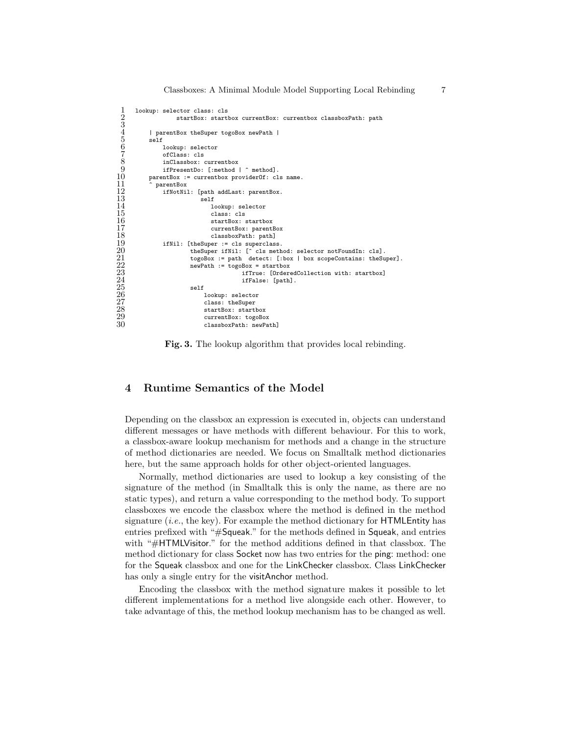```
1  lookup: selector class: cls
2            startBox: startbox currentBox: currentbox classboxPath: path
3
4      | parentBox theSuper togoBox newPath |
5      self
6          lookup: selector
7          ofClass: cls
8          inClassbox: currentbox
9          ifPresentDo: [:method | ^ method].
10     parentBox := currentbox providerOf: cls name.
11     ^ parentBox
12         ifNotNil: [path addLast: parentBox.
13                    self
14                       lookup: selector
15                       class: cls
16                       startBox: startbox
17                       currentBox: parentBox
18                       classboxPath: path]
19         ifNil: [theSuper := cls superclass.
20                 theSuper ifNil: [^ cls method: selector notFoundIn: cls].
21                 togoBox := path  detect: [:box | box scopeContains: theSuper].
22                 newPath := togoBox = startbox
23                              ifTrue: [OrderedCollection with: startbox]
24                              ifFalse: [path].
25                 self
26                     lookup: selector
27                     class: theSuper
28                     startBox: startbox
29                     currentBox: togoBox
30                     classboxPath: newPath]
```

**Fig. 3.** The lookup algorithm that provides local rebinding.

## 4 Runtime Semantics of the Model

Depending on the classbox an expression is executed in, objects can understand different messages or have methods with different behaviour. For this to work, a classbox-aware lookup mechanism for methods and a change in the structure of method dictionaries are needed. We focus on Smalltalk method dictionaries here, but the same approach holds for other object-oriented languages.

Normally, method dictionaries are used to lookup a key consisting of the signature of the method (in Smalltalk this is only the name, as there are no static types), and return a value corresponding to the method body. To support classboxes we encode the classbox where the method is defined in the method signature (*i.e.*, the key). For example the method dictionary for HTMLEntity has entries prefixed with "#Squeak." for the methods defined in Squeak, and entries with "#HTMLVisitor." for the method additions defined in that classbox. The method dictionary for class Socket now has two entries for the ping: method: one for the Squeak classbox and one for the LinkChecker classbox. Class LinkChecker has only a single entry for the visitAnchor method.

Encoding the classbox with the method signature makes it possible to let different implementations for a method live alongside each other. However, to take advantage of this, the method lookup mechanism has to be changed as well.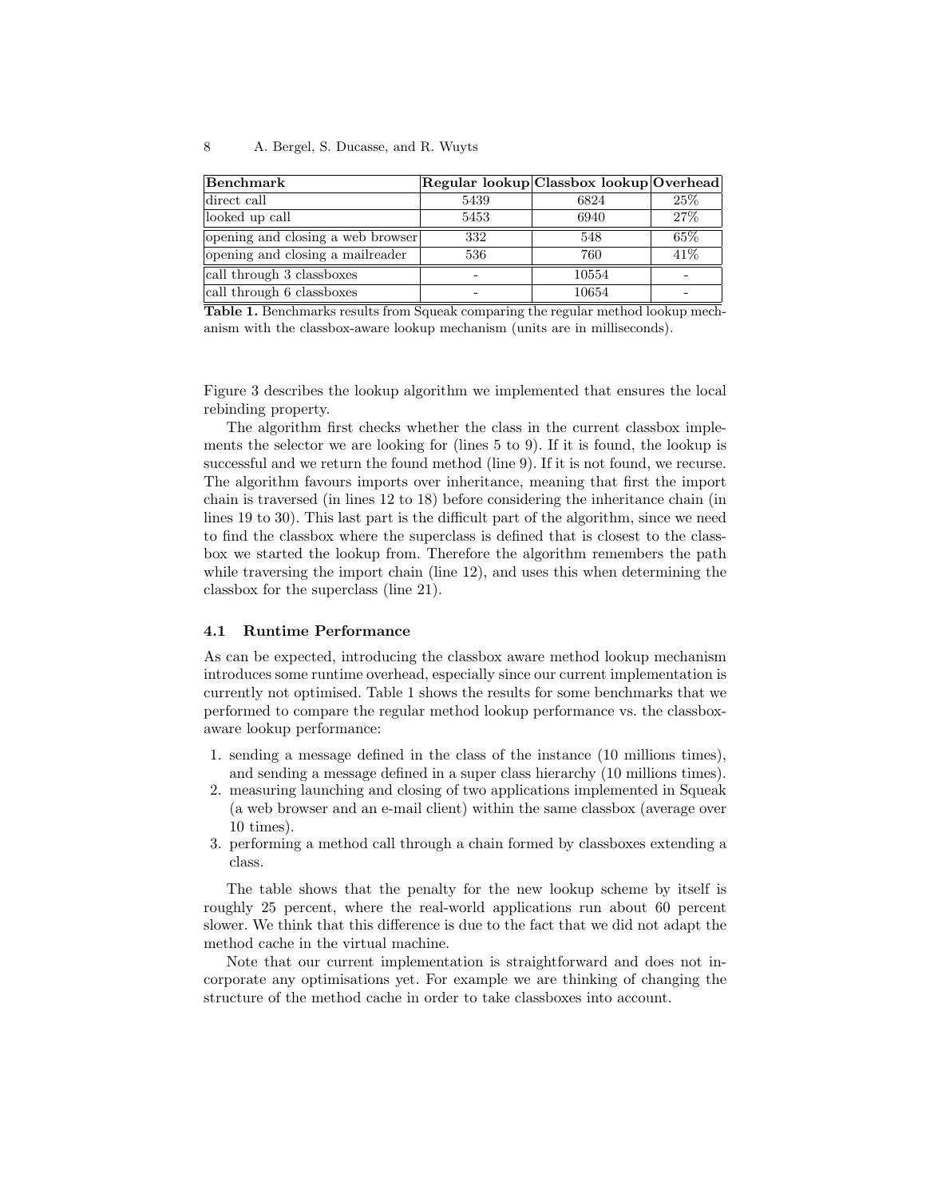| **Benchmark** | **Regular lookup** | **Classbox lookup** | **Overhead** |
|---|---|---|---|
| direct call | 5439 | 6824 | 25% |
| looked up call | 5453 | 6940 | 27% |
| opening and closing a web browser | 332 | 548 | 65% |
| opening and closing a mailreader | 536 | 760 | 41% |
| call through 3 classboxes | - | 10554 | - |
| call through 6 classboxes | - | 10654 | - |

**Table 1.** Benchmarks results from Squeak comparing the regular method lookup mechanism with the classbox-aware lookup mechanism (units are in milliseconds).

Figure 3 describes the lookup algorithm we implemented that ensures the local rebinding property.

The algorithm first checks whether the class in the current classbox implements the selector we are looking for (lines 5 to 9). If it is found, the lookup is successful and we return the found method (line 9). If it is not found, we recurse. The algorithm favours imports over inheritance, meaning that first the import chain is traversed (in lines 12 to 18) before considering the inheritance chain (in lines 19 to 30). This last part is the difficult part of the algorithm, since we need to find the classbox where the superclass is defined that is closest to the classbox we started the lookup from. Therefore the algorithm remembers the path while traversing the import chain (line 12), and uses this when determining the classbox for the superclass (line 21).

### 4.1 Runtime Performance

As can be expected, introducing the classbox aware method lookup mechanism introduces some runtime overhead, especially since our current implementation is currently not optimised. Table 1 shows the results for some benchmarks that we performed to compare the regular method lookup performance vs. the classbox-aware lookup performance:

1. sending a message defined in the class of the instance (10 millions times), and sending a message defined in a super class hierarchy (10 millions times).
2. measuring launching and closing of two applications implemented in Squeak (a web browser and an e-mail client) within the same classbox (average over 10 times).
3. performing a method call through a chain formed by classboxes extending a class.

The table shows that the penalty for the new lookup scheme by itself is roughly 25 percent, where the real-world applications run about 60 percent slower. We think that this difference is due to the fact that we did not adapt the method cache in the virtual machine.

Note that our current implementation is straightforward and does not incorporate any optimisations yet. For example we are thinking of changing the structure of the method cache in order to take classboxes into account.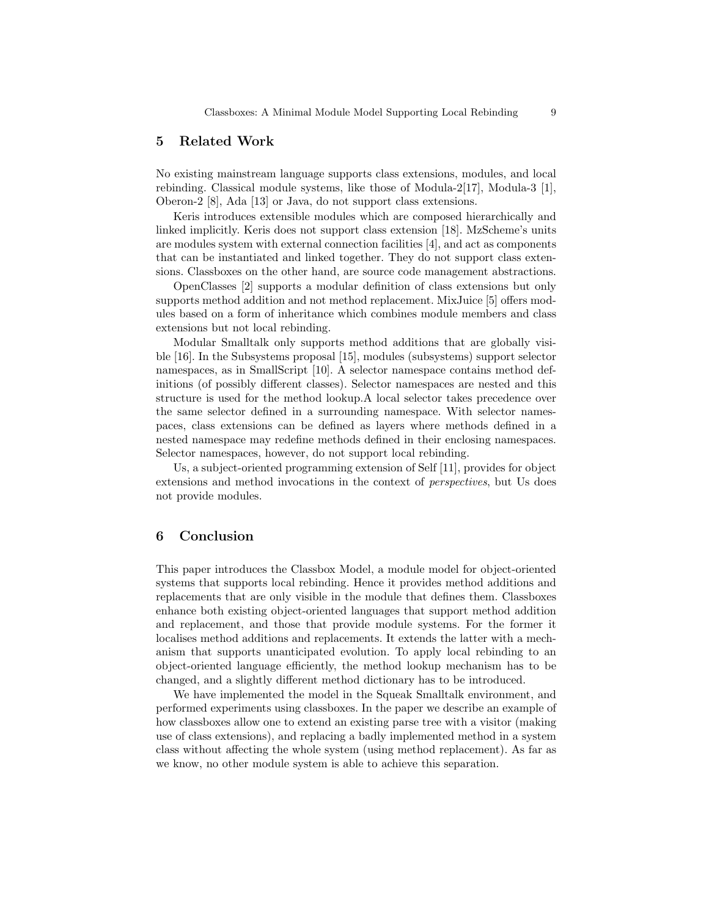## 5 Related Work

No existing mainstream language supports class extensions, modules, and local rebinding. Classical module systems, like those of Modula-2[17], Modula-3 [1], Oberon-2 [8], Ada [13] or Java, do not support class extensions.

Keris introduces extensible modules which are composed hierarchically and linked implicitly. Keris does not support class extension [18]. MzScheme's units are modules system with external connection facilities [4], and act as components that can be instantiated and linked together. They do not support class extensions. Classboxes on the other hand, are source code management abstractions.

OpenClasses [2] supports a modular definition of class extensions but only supports method addition and not method replacement. MixJuice [5] offers modules based on a form of inheritance which combines module members and class extensions but not local rebinding.

Modular Smalltalk only supports method additions that are globally visible [16]. In the Subsystems proposal [15], modules (subsystems) support selector namespaces, as in SmallScript [10]. A selector namespace contains method definitions (of possibly different classes). Selector namespaces are nested and this structure is used for the method lookup.A local selector takes precedence over the same selector defined in a surrounding namespace. With selector namespaces, class extensions can be defined as layers where methods defined in a nested namespace may redefine methods defined in their enclosing namespaces. Selector namespaces, however, do not support local rebinding.

Us, a subject-oriented programming extension of Self [11], provides for object extensions and method invocations in the context of *perspectives*, but Us does not provide modules.

## 6 Conclusion

This paper introduces the Classbox Model, a module model for object-oriented systems that supports local rebinding. Hence it provides method additions and replacements that are only visible in the module that defines them. Classboxes enhance both existing object-oriented languages that support method addition and replacement, and those that provide module systems. For the former it localises method additions and replacements. It extends the latter with a mechanism that supports unanticipated evolution. To apply local rebinding to an object-oriented language efficiently, the method lookup mechanism has to be changed, and a slightly different method dictionary has to be introduced.

We have implemented the model in the Squeak Smalltalk environment, and performed experiments using classboxes. In the paper we describe an example of how classboxes allow one to extend an existing parse tree with a visitor (making use of class extensions), and replacing a badly implemented method in a system class without affecting the whole system (using method replacement). As far as we know, no other module system is able to achieve this separation.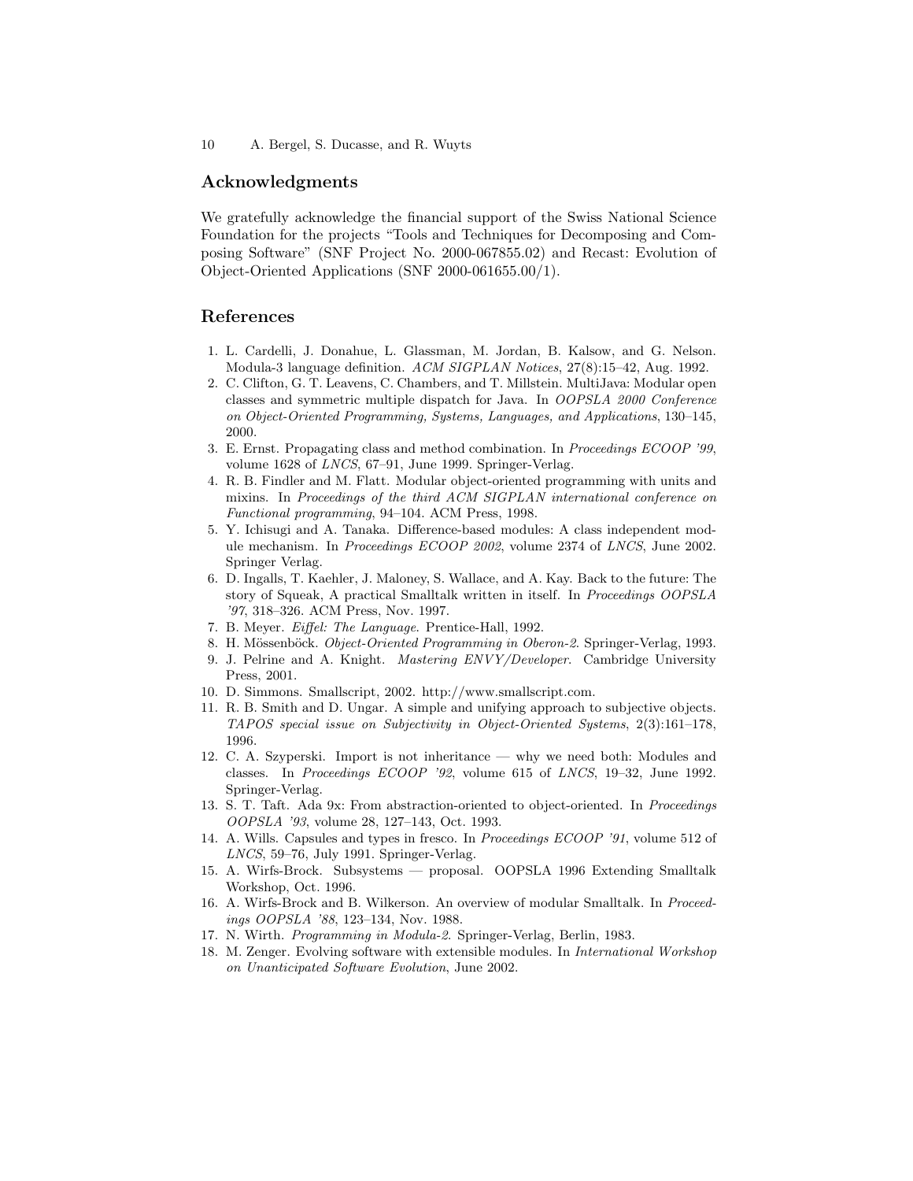## Acknowledgments

We gratefully acknowledge the financial support of the Swiss National Science Foundation for the projects "Tools and Techniques for Decomposing and Composing Software" (SNF Project No. 2000-067855.02) and Recast: Evolution of Object-Oriented Applications (SNF 2000-061655.00/1).

## References

1. L. Cardelli, J. Donahue, L. Glassman, M. Jordan, B. Kalsow, and G. Nelson. Modula-3 language definition. *ACM SIGPLAN Notices*, 27(8):15–42, Aug. 1992.
2. C. Clifton, G. T. Leavens, C. Chambers, and T. Millstein. MultiJava: Modular open classes and symmetric multiple dispatch for Java. In *OOPSLA 2000 Conference on Object-Oriented Programming, Systems, Languages, and Applications*, 130–145, 2000.
3. E. Ernst. Propagating class and method combination. In *Proceedings ECOOP '99*, volume 1628 of *LNCS*, 67–91, June 1999. Springer-Verlag.
4. R. B. Findler and M. Flatt. Modular object-oriented programming with units and mixins. In *Proceedings of the third ACM SIGPLAN international conference on Functional programming*, 94–104. ACM Press, 1998.
5. Y. Ichisugi and A. Tanaka. Difference-based modules: A class independent module mechanism. In *Proceedings ECOOP 2002*, volume 2374 of *LNCS*, June 2002. Springer Verlag.
6. D. Ingalls, T. Kaehler, J. Maloney, S. Wallace, and A. Kay. Back to the future: The story of Squeak, A practical Smalltalk written in itself. In *Proceedings OOPSLA '97*, 318–326. ACM Press, Nov. 1997.
7. B. Meyer. *Eiffel: The Language*. Prentice-Hall, 1992.
8. H. Mössenböck. *Object-Oriented Programming in Oberon-2*. Springer-Verlag, 1993.
9. J. Pelrine and A. Knight. *Mastering ENVY/Developer*. Cambridge University Press, 2001.
10. D. Simmons. Smallscript, 2002. http://www.smallscript.com.
11. R. B. Smith and D. Ungar. A simple and unifying approach to subjective objects. *TAPOS special issue on Subjectivity in Object-Oriented Systems*, 2(3):161–178, 1996.
12. C. A. Szyperski. Import is not inheritance — why we need both: Modules and classes. In *Proceedings ECOOP '92*, volume 615 of *LNCS*, 19–32, June 1992. Springer-Verlag.
13. S. T. Taft. Ada 9x: From abstraction-oriented to object-oriented. In *Proceedings OOPSLA '93*, volume 28, 127–143, Oct. 1993.
14. A. Wills. Capsules and types in fresco. In *Proceedings ECOOP '91*, volume 512 of *LNCS*, 59–76, July 1991. Springer-Verlag.
15. A. Wirfs-Brock. Subsystems — proposal. OOPSLA 1996 Extending Smalltalk Workshop, Oct. 1996.
16. A. Wirfs-Brock and B. Wilkerson. An overview of modular Smalltalk. In *Proceedings OOPSLA '88*, 123–134, Nov. 1988.
17. N. Wirth. *Programming in Modula-2*. Springer-Verlag, Berlin, 1983.
18. M. Zenger. Evolving software with extensible modules. In *International Workshop on Unanticipated Software Evolution*, June 2002.